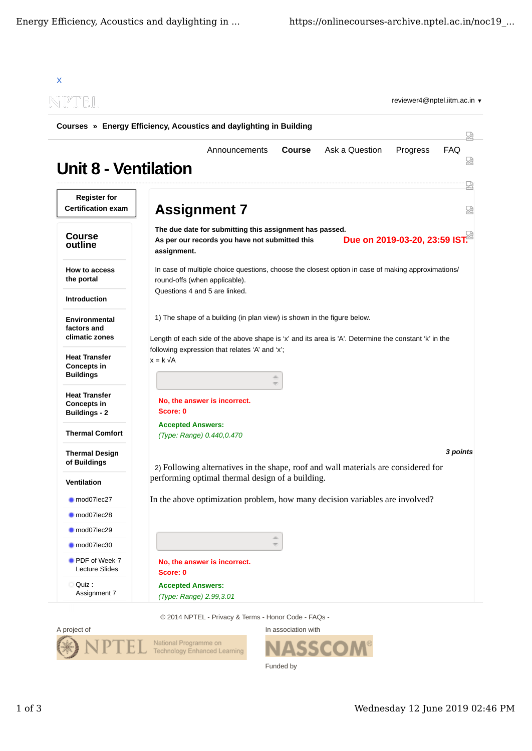X

reviewer4@nptel.iitm.ac.in ▾

**Courses » Energy Efficiency, Acoustics and daylighting in Building**

Announcements **Course** Ask a Question Progress FAQ

# Unit 8 - Ventilation

**Register for Certification exam**

## Course outline

**How to access the portal**

**Introduction**

**Environmental factors and climatic zones**

**Heat Transfer Concepts in Buildings**

**Heat Transfer Concepts in Buildings - 2**

**Thermal Comfort**

**Thermal Design of Buildings**

**Ventilation**

- mod07lec27
- mod07lec28
- mod07lec29
- mod07lec30
- PDF of Week-7 Lecture Slides
- Quiz : Assignment 7

# Assignment 7

**The due date for submitting this assignment has passed.**
**As per our records you have not submitted this assignment.**

**Due on 2019-03-20, 23:59 IST.**

In case of multiple choice questions, choose the closest option in case of making approximations/ round-offs (when applicable).
Questions 4 and 5 are linked.

1) The shape of a building (in plan view) is shown in the figure below.

Length of each side of the above shape is 'x' and its area is 'A'. Determine the constant 'k' in the following expression that relates 'A' and 'x';
$x = k \sqrt{A}$

**No, the answer is incorrect.**
**Score: 0**

**Accepted Answers:**
*(Type: Range) 0.440,0.470*

***3 points***

2) Following alternatives in the shape, roof and wall materials are considered for performing optimal thermal design of a building.

In the above optimization problem, how many decision variables are involved?

**No, the answer is incorrect.**
**Score: 0**

**Accepted Answers:**
*(Type: Range) 2.99,3.01*

© 2014 NPTEL - Privacy & Terms - Honor Code - FAQs -

A project of

In association with

Funded by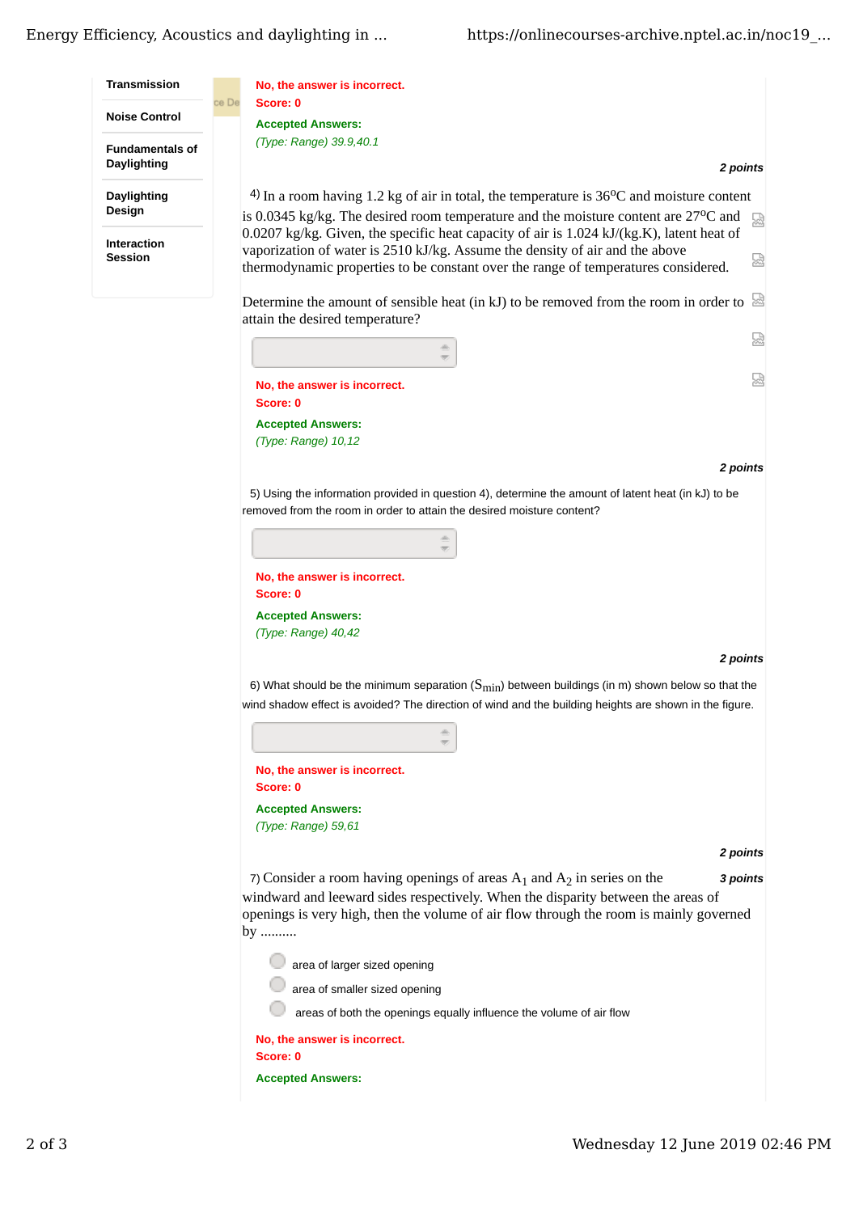- Transmission
- Noise Control
- Fundamentals of Daylighting
- Daylighting Design
- Interaction Session

**No, the answer is incorrect.**
**Score: 0**

**Accepted Answers:**
*(Type: Range) 39.9,40.1*

***2 points***

4) In a room having 1.2 kg of air in total, the temperature is 36°C and moisture content is 0.0345 kg/kg. The desired room temperature and the moisture content are 27°C and 0.0207 kg/kg. Given, the specific heat capacity of air is 1.024 kJ/(kg.K), latent heat of vaporization of water is 2510 kJ/kg. Assume the density of air and the above thermodynamic properties to be constant over the range of temperatures considered.

Determine the amount of sensible heat (in kJ) to be removed from the room in order to attain the desired temperature?

**No, the answer is incorrect.**
**Score: 0**

**Accepted Answers:**
*(Type: Range) 10,12*

***2 points***

5) Using the information provided in question 4), determine the amount of latent heat (in kJ) to be removed from the room in order to attain the desired moisture content?

**No, the answer is incorrect.**
**Score: 0**

**Accepted Answers:**
*(Type: Range) 40,42*

***2 points***

6) What should be the minimum separation ($S_{min}$) between buildings (in m) shown below so that the wind shadow effect is avoided? The direction of wind and the building heights are shown in the figure.

**No, the answer is incorrect.**
**Score: 0**

**Accepted Answers:**
*(Type: Range) 59,61*

***2 points***

***3 points***

7) Consider a room having openings of areas $A_1$ and $A_2$ in series on the windward and leeward sides respectively. When the disparity between the areas of openings is very high, then the volume of air flow through the room is mainly governed by ..........

- area of larger sized opening
- area of smaller sized opening
- areas of both the openings equally influence the volume of air flow

**No, the answer is incorrect.**
**Score: 0**

**Accepted Answers:**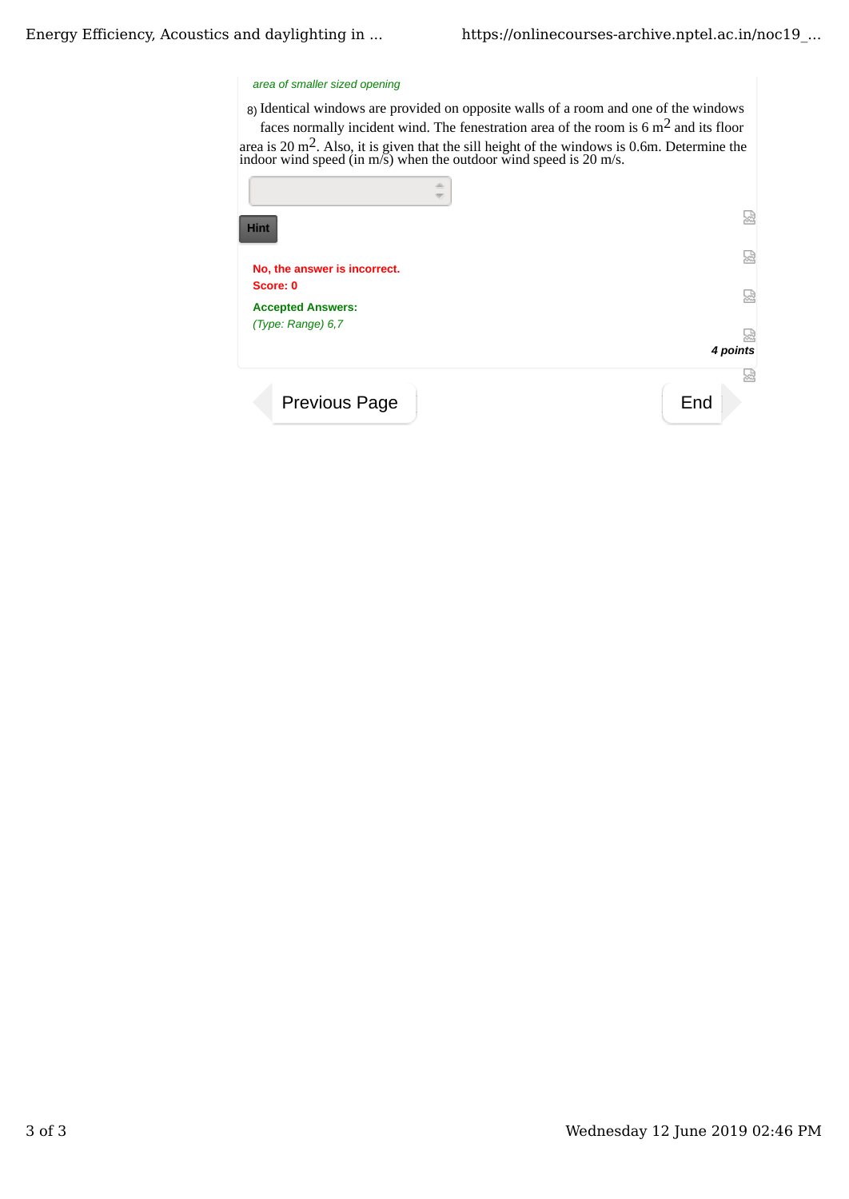*area of smaller sized opening*

8) Identical windows are provided on opposite walls of a room and one of the windows faces normally incident wind. The fenestration area of the room is 6 $m^2$ and its floor area is 20 $m^2$. Also, it is given that the sill height of the windows is 0.6m. Determine the indoor wind speed (in m/s) when the outdoor wind speed is 20 m/s.

Hint

**No, the answer is incorrect.**
**Score: 0**

**Accepted Answers:**
*(Type: Range) 6,7*

***4 points***

Previous Page

End